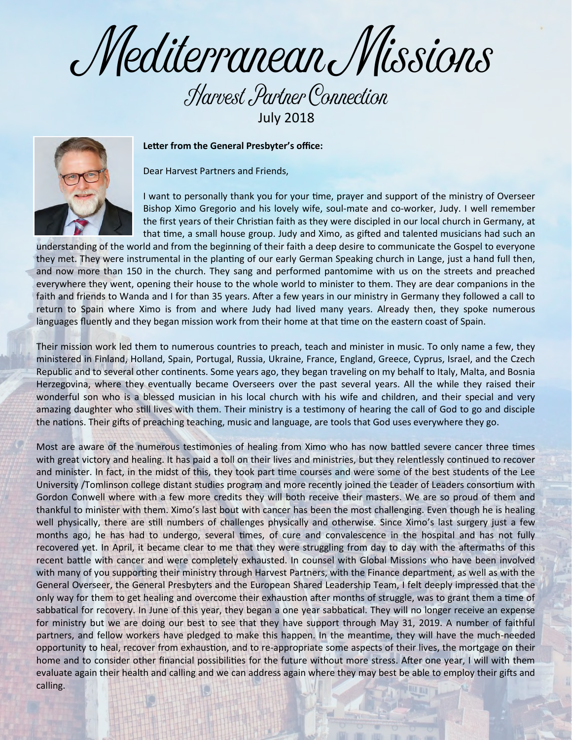# Mediterranean Missions

## Harvest Partner Connection

July 2018

**Letter from the General Presbyter's office:**

Dear Harvest Partners and Friends,

I want to personally thank you for your time, prayer and support of the ministry of Overseer Bishop Ximo Gregorio and his lovely wife, soul-mate and co-worker, Judy. I well remember the first years of their Christian faith as they were discipled in our local church in Germany, at that time, a small house group. Judy and Ximo, as gifted and talented musicians had such an understanding of the world and from the beginning of their faith a deep desire to communicate the Gospel to everyone they met. They were instrumental in the planting of our early German Speaking church in Lange, just a hand full then, and now more than 150 in the church. They sang and performed pantomime with us on the streets and preached everywhere they went, opening their house to the whole world to minister to them. They are dear companions in the faith and friends to Wanda and I for than 35 years. After a few years in our ministry in Germany they followed a call to return to Spain where Ximo is from and where Judy had lived many years. Already then, they spoke numerous languages fluently and they began mission work from their home at that time on the eastern coast of Spain.

Their mission work led them to numerous countries to preach, teach and minister in music. To only name a few, they ministered in Finland, Holland, Spain, Portugal, Russia, Ukraine, France, England, Greece, Cyprus, Israel, and the Czech Republic and to several other continents. Some years ago, they began traveling on my behalf to Italy, Malta, and Bosnia Herzegovina, where they eventually became Overseers over the past several years. All the while they raised their wonderful son who is a blessed musician in his local church with his wife and children, and their special and very amazing daughter who still lives with them. Their ministry is a testimony of hearing the call of God to go and disciple the nations. Their gifts of preaching teaching, music and language, are tools that God uses everywhere they go.

Most are aware of the numerous testimonies of healing from Ximo who has now battled severe cancer three times with great victory and healing. It has paid a toll on their lives and ministries, but they relentlessly continued to recover and minister. In fact, in the midst of this, they took part time courses and were some of the best students of the Lee University /Tomlinson college distant studies program and more recently joined the Leader of Leaders consortium with Gordon Conwell where with a few more credits they will both receive their masters. We are so proud of them and thankful to minister with them. Ximo's last bout with cancer has been the most challenging. Even though he is healing well physically, there are still numbers of challenges physically and otherwise. Since Ximo's last surgery just a few months ago, he has had to undergo, several times, of cure and convalescence in the hospital and has not fully recovered yet. In April, it became clear to me that they were struggling from day to day with the aftermaths of this recent battle with cancer and were completely exhausted. In counsel with Global Missions who have been involved with many of you supporting their ministry through Harvest Partners, with the Finance department, as well as with the General Overseer, the General Presbyters and the European Shared Leadership Team, I felt deeply impressed that the only way for them to get healing and overcome their exhaustion after months of struggle, was to grant them a time of sabbatical for recovery. In June of this year, they began a one year sabbatical. They will no longer receive an expense for ministry but we are doing our best to see that they have support through May 31, 2019. A number of faithful partners, and fellow workers have pledged to make this happen. In the meantime, they will have the much-needed opportunity to heal, recover from exhaustion, and to re-appropriate some aspects of their lives, the mortgage on their home and to consider other financial possibilities for the future without more stress. After one year, I will with them evaluate again their health and calling and we can address again where they may best be able to employ their gifts and calling.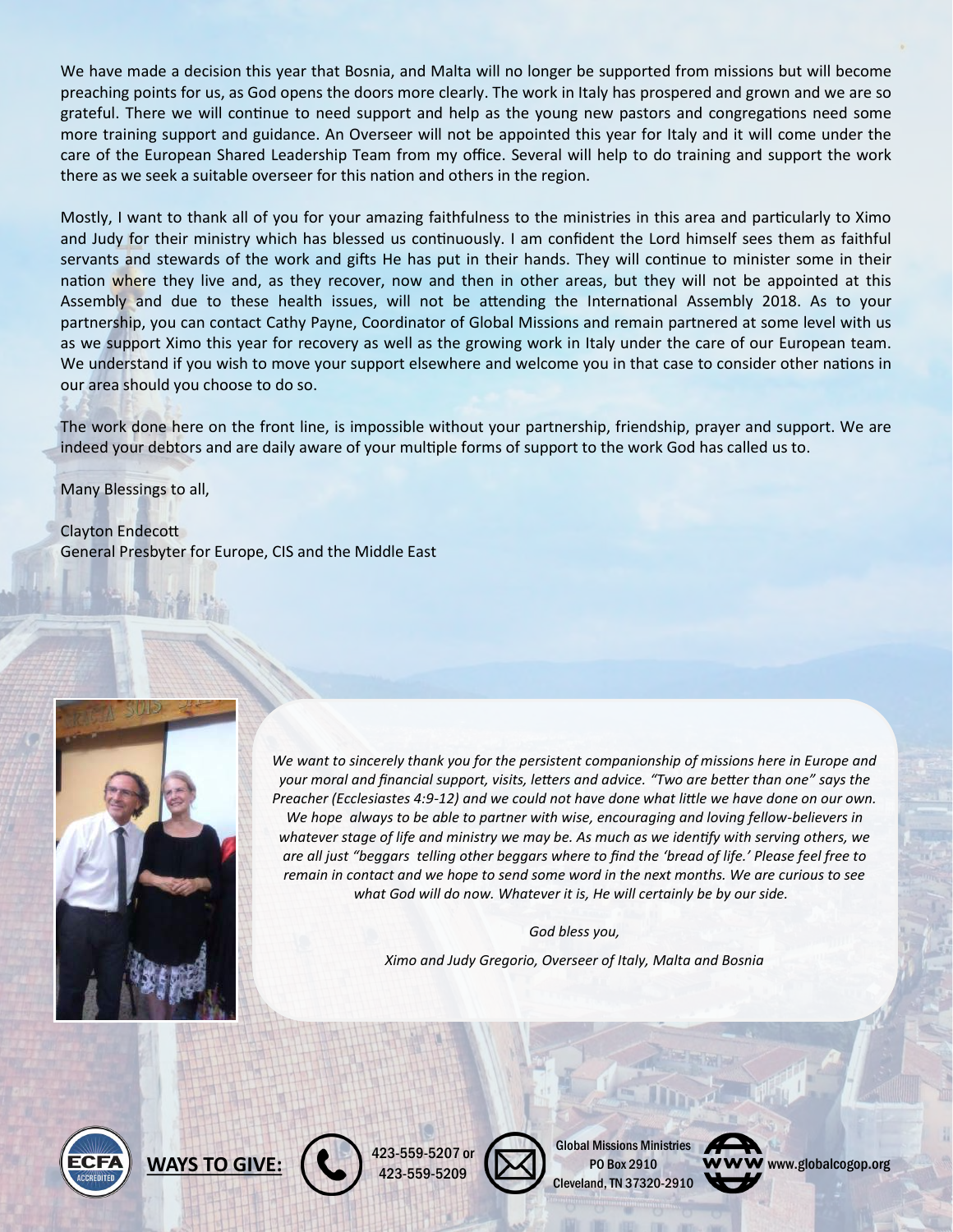We have made a decision this year that Bosnia, and Malta will no longer be supported from missions but will become preaching points for us, as God opens the doors more clearly. The work in Italy has prospered and grown and we are so grateful. There we will continue to need support and help as the young new pastors and congregations need some more training support and guidance. An Overseer will not be appointed this year for Italy and it will come under the care of the European Shared Leadership Team from my office. Several will help to do training and support the work there as we seek a suitable overseer for this nation and others in the region.

Mostly, I want to thank all of you for your amazing faithfulness to the ministries in this area and particularly to Ximo and Judy for their ministry which has blessed us continuously. I am confident the Lord himself sees them as faithful servants and stewards of the work and gifts He has put in their hands. They will continue to minister some in their nation where they live and, as they recover, now and then in other areas, but they will not be appointed at this Assembly and due to these health issues, will not be attending the International Assembly 2018. As to your partnership, you can contact Cathy Payne, Coordinator of Global Missions and remain partnered at some level with us as we support Ximo this year for recovery as well as the growing work in Italy under the care of our European team. We understand if you wish to move your support elsewhere and welcome you in that case to consider other nations in our area should you choose to do so.

The work done here on the front line, is impossible without your partnership, friendship, prayer and support. We are indeed your debtors and are daily aware of your multiple forms of support to the work God has called us to.

Many Blessings to all,

Clayton Endecott
General Presbyter for Europe, CIS and the Middle East

*We want to sincerely thank you for the persistent companionship of missions here in Europe and your moral and financial support, visits, letters and advice. "Two are better than one" says the Preacher (Ecclesiastes 4:9-12) and we could not have done what little we have done on our own. We hope always to be able to partner with wise, encouraging and loving fellow-believers in whatever stage of life and ministry we may be. As much as we identify with serving others, we are all just "beggars telling other beggars where to find the 'bread of life.' Please feel free to remain in contact and we hope to send some word in the next months. We are curious to see what God will do now. Whatever it is, He will certainly be by our side.*

*God bless you,*

*Ximo and Judy Gregorio, Overseer of Italy, Malta and Bosnia*

**WAYS TO GIVE:**

423-559-5207 or 423-559-5209

Global Missions Ministries
PO Box 2910
Cleveland, TN 37320-2910

www.globalcogop.org